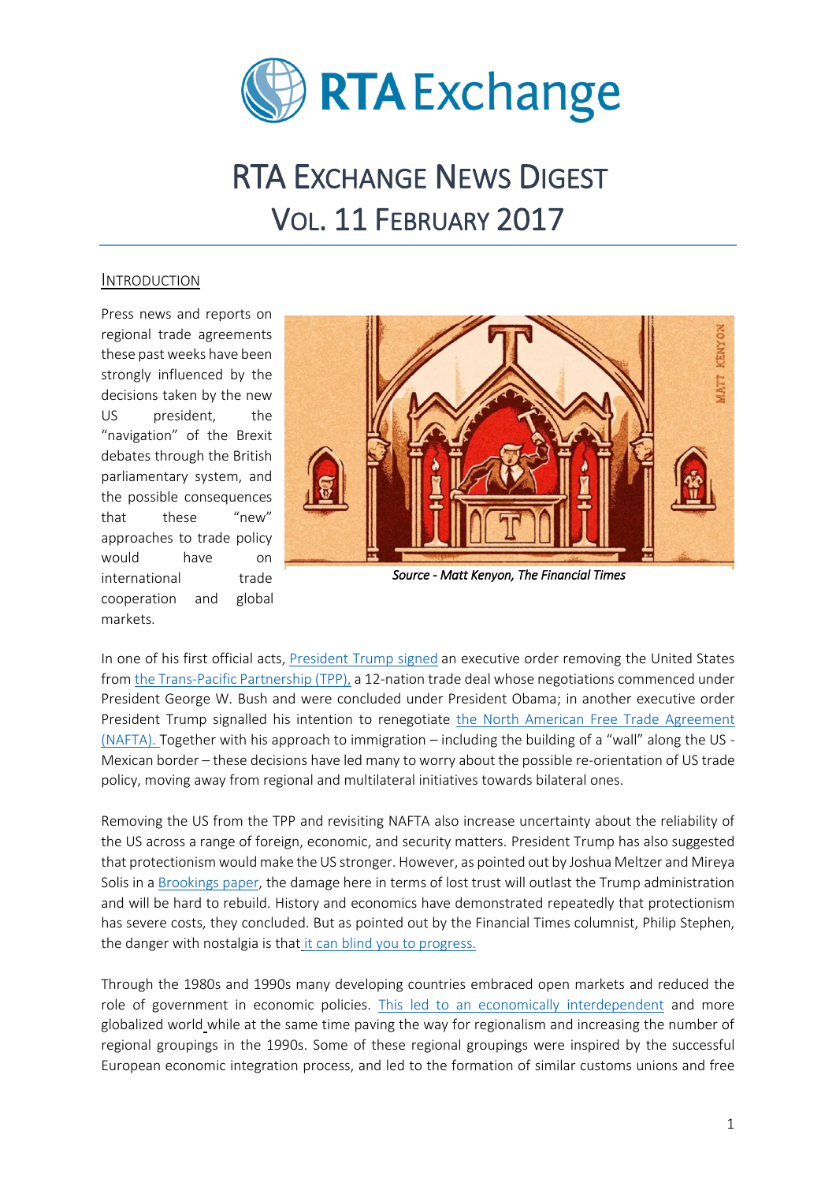# RTA Exchange

# RTA Exchange News Digest
## Vol. 11 February 2017

### Introduction

Press news and reports on regional trade agreements these past weeks have been strongly influenced by the decisions taken by the new US president, the "navigation" of the Brexit debates through the British parliamentary system, and the possible consequences that these "new" approaches to trade policy would have on international trade cooperation and global markets.

*Source - Matt Kenyon, The Financial Times*

In one of his first official acts, President Trump signed an executive order removing the United States from the Trans-Pacific Partnership (TPP), a 12-nation trade deal whose negotiations commenced under President George W. Bush and were concluded under President Obama; in another executive order President Trump signalled his intention to renegotiate the North American Free Trade Agreement (NAFTA). Together with his approach to immigration – including the building of a "wall" along the US - Mexican border – these decisions have led many to worry about the possible re-orientation of US trade policy, moving away from regional and multilateral initiatives towards bilateral ones.

Removing the US from the TPP and revisiting NAFTA also increase uncertainty about the reliability of the US across a range of foreign, economic, and security matters. President Trump has also suggested that protectionism would make the US stronger. However, as pointed out by Joshua Meltzer and Mireya Solis in a Brookings paper, the damage here in terms of lost trust will outlast the Trump administration and will be hard to rebuild. History and economics have demonstrated repeatedly that protectionism has severe costs, they concluded. But as pointed out by the Financial Times columnist, Philip Stephen, the danger with nostalgia is that it can blind you to progress.

Through the 1980s and 1990s many developing countries embraced open markets and reduced the role of government in economic policies. This led to an economically interdependent and more globalized world while at the same time paving the way for regionalism and increasing the number of regional groupings in the 1990s. Some of these regional groupings were inspired by the successful European economic integration process, and led to the formation of similar customs unions and free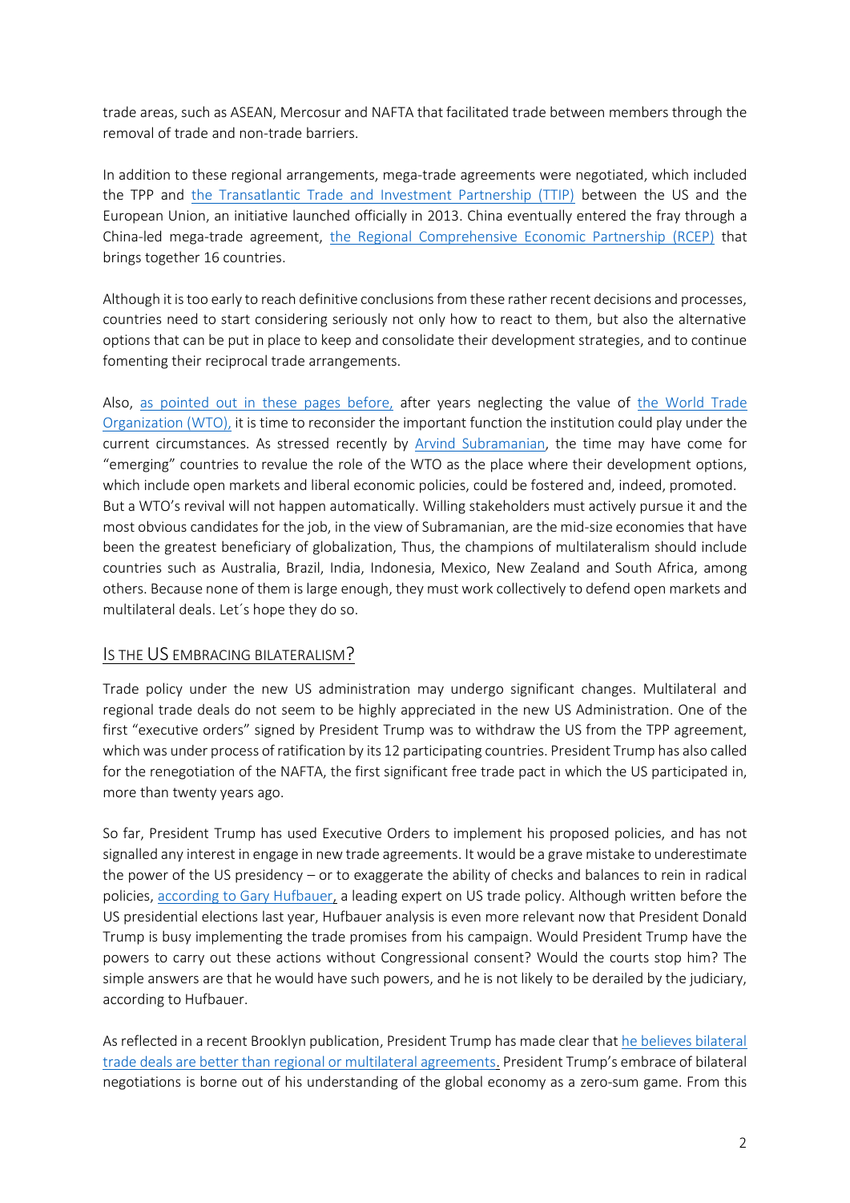trade areas, such as ASEAN, Mercosur and NAFTA that facilitated trade between members through the removal of trade and non-trade barriers.

In addition to these regional arrangements, mega-trade agreements were negotiated, which included the TPP and the Transatlantic Trade and Investment Partnership (TTIP) between the US and the European Union, an initiative launched officially in 2013. China eventually entered the fray through a China-led mega-trade agreement, the Regional Comprehensive Economic Partnership (RCEP) that brings together 16 countries.

Although it is too early to reach definitive conclusions from these rather recent decisions and processes, countries need to start considering seriously not only how to react to them, but also the alternative options that can be put in place to keep and consolidate their development strategies, and to continue fomenting their reciprocal trade arrangements.

Also, as pointed out in these pages before, after years neglecting the value of the World Trade Organization (WTO), it is time to reconsider the important function the institution could play under the current circumstances. As stressed recently by Arvind Subramanian, the time may have come for "emerging" countries to revalue the role of the WTO as the place where their development options, which include open markets and liberal economic policies, could be fostered and, indeed, promoted.
But a WTO's revival will not happen automatically. Willing stakeholders must actively pursue it and the most obvious candidates for the job, in the view of Subramanian, are the mid-size economies that have been the greatest beneficiary of globalization, Thus, the champions of multilateralism should include countries such as Australia, Brazil, India, Indonesia, Mexico, New Zealand and South Africa, among others. Because none of them is large enough, they must work collectively to defend open markets and multilateral deals. Let´s hope they do so.

## Is the US embracing bilateralism?

Trade policy under the new US administration may undergo significant changes. Multilateral and regional trade deals do not seem to be highly appreciated in the new US Administration. One of the first "executive orders" signed by President Trump was to withdraw the US from the TPP agreement, which was under process of ratification by its 12 participating countries. President Trump has also called for the renegotiation of the NAFTA, the first significant free trade pact in which the US participated in, more than twenty years ago.

So far, President Trump has used Executive Orders to implement his proposed policies, and has not signalled any interest in engage in new trade agreements. It would be a grave mistake to underestimate the power of the US presidency – or to exaggerate the ability of checks and balances to rein in radical policies, according to Gary Hufbauer, a leading expert on US trade policy. Although written before the US presidential elections last year, Hufbauer analysis is even more relevant now that President Donald Trump is busy implementing the trade promises from his campaign. Would President Trump have the powers to carry out these actions without Congressional consent? Would the courts stop him? The simple answers are that he would have such powers, and he is not likely to be derailed by the judiciary, according to Hufbauer.

As reflected in a recent Brooklyn publication, President Trump has made clear that he believes bilateral trade deals are better than regional or multilateral agreements. President Trump's embrace of bilateral negotiations is borne out of his understanding of the global economy as a zero-sum game. From this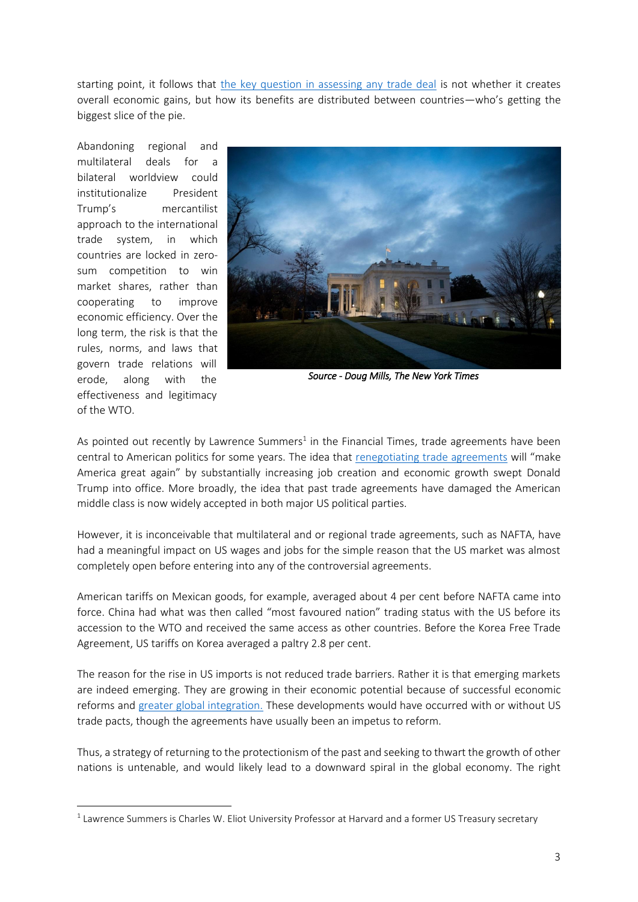starting point, it follows that the key question in assessing any trade deal is not whether it creates overall economic gains, but how its benefits are distributed between countries—who's getting the biggest slice of the pie.

Abandoning regional and multilateral deals for a bilateral worldview could institutionalize President Trump's mercantilist approach to the international trade system, in which countries are locked in zero-sum competition to win market shares, rather than cooperating to improve economic efficiency. Over the long term, the risk is that the rules, norms, and laws that govern trade relations will erode, along with the effectiveness and legitimacy of the WTO.

*Source - Doug Mills, The New York Times*

As pointed out recently by Lawrence Summers[1] in the Financial Times, trade agreements have been central to American politics for some years. The idea that renegotiating trade agreements will "make America great again" by substantially increasing job creation and economic growth swept Donald Trump into office. More broadly, the idea that past trade agreements have damaged the American middle class is now widely accepted in both major US political parties.

However, it is inconceivable that multilateral and or regional trade agreements, such as NAFTA, have had a meaningful impact on US wages and jobs for the simple reason that the US market was almost completely open before entering into any of the controversial agreements.

American tariffs on Mexican goods, for example, averaged about 4 per cent before NAFTA came into force. China had what was then called "most favoured nation" trading status with the US before its accession to the WTO and received the same access as other countries. Before the Korea Free Trade Agreement, US tariffs on Korea averaged a paltry 2.8 per cent.

The reason for the rise in US imports is not reduced trade barriers. Rather it is that emerging markets are indeed emerging. They are growing in their economic potential because of successful economic reforms and greater global integration. These developments would have occurred with or without US trade pacts, though the agreements have usually been an impetus to reform.

Thus, a strategy of returning to the protectionism of the past and seeking to thwart the growth of other nations is untenable, and would likely lead to a downward spiral in the global economy. The right

[1] Lawrence Summers is Charles W. Eliot University Professor at Harvard and a former US Treasury secretary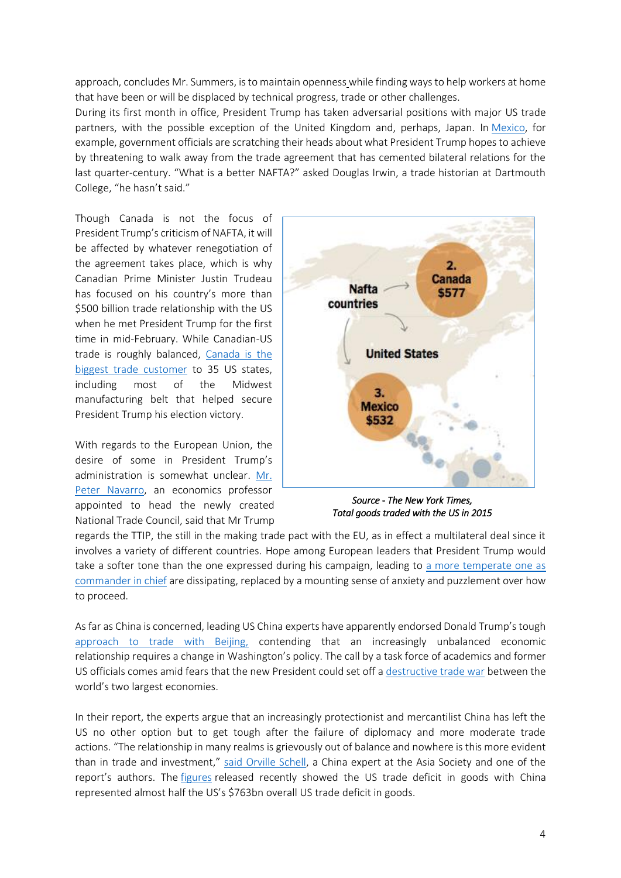approach, concludes Mr. Summers, is to maintain openness while finding ways to help workers at home that have been or will be displaced by technical progress, trade or other challenges.

During its first month in office, President Trump has taken adversarial positions with major US trade partners, with the possible exception of the United Kingdom and, perhaps, Japan. In Mexico, for example, government officials are scratching their heads about what President Trump hopes to achieve by threatening to walk away from the trade agreement that has cemented bilateral relations for the last quarter-century. "What is a better NAFTA?" asked Douglas Irwin, a trade historian at Dartmouth College, "he hasn't said."

Though Canada is not the focus of President Trump's criticism of NAFTA, it will be affected by whatever renegotiation of the agreement takes place, which is why Canadian Prime Minister Justin Trudeau has focused on his country's more than $500 billion trade relationship with the US when he met President Trump for the first time in mid-February. While Canadian-US trade is roughly balanced, Canada is the biggest trade customer to 35 US states, including most of the Midwest manufacturing belt that helped secure President Trump his election victory.

*Source - The New York Times, Total goods traded with the US in 2015*

With regards to the European Union, the desire of some in President Trump's administration is somewhat unclear. Mr. Peter Navarro, an economics professor appointed to head the newly created National Trade Council, said that Mr Trump regards the TTIP, the still in the making trade pact with the EU, as in effect a multilateral deal since it involves a variety of different countries. Hope among European leaders that President Trump would take a softer tone than the one expressed during his campaign, leading to a more temperate one as commander in chief are dissipating, replaced by a mounting sense of anxiety and puzzlement over how to proceed.

As far as China is concerned, leading US China experts have apparently endorsed Donald Trump's tough approach to trade with Beijing, contending that an increasingly unbalanced economic relationship requires a change in Washington's policy. The call by a task force of academics and former US officials comes amid fears that the new President could set off a destructive trade war between the world's two largest economies.

In their report, the experts argue that an increasingly protectionist and mercantilist China has left the US no other option but to get tough after the failure of diplomacy and more moderate trade actions. "The relationship in many realms is grievously out of balance and nowhere is this more evident than in trade and investment," said Orville Schell, a China expert at the Asia Society and one of the report's authors. The figures released recently showed the US trade deficit in goods with China represented almost half the US's $763bn overall US trade deficit in goods.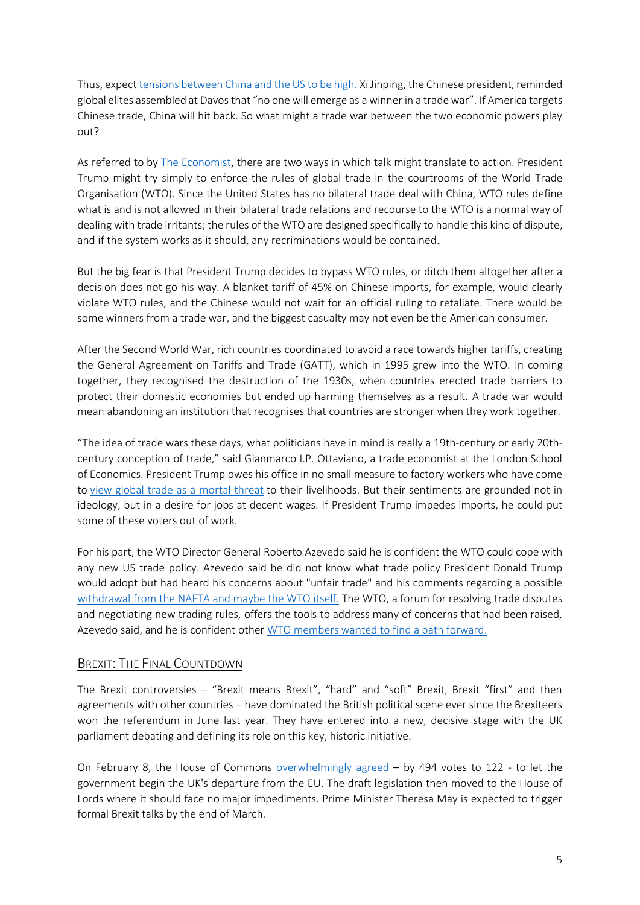Thus, expect [tensions between China and the US to be high.](#) Xi Jinping, the Chinese president, reminded global elites assembled at Davos that "no one will emerge as a winner in a trade war". If America targets Chinese trade, China will hit back. So what might a trade war between the two economic powers play out?

As referred to by [The Economist](#), there are two ways in which talk might translate to action. President Trump might try simply to enforce the rules of global trade in the courtrooms of the World Trade Organisation (WTO). Since the United States has no bilateral trade deal with China, WTO rules define what is and is not allowed in their bilateral trade relations and recourse to the WTO is a normal way of dealing with trade irritants; the rules of the WTO are designed specifically to handle this kind of dispute, and if the system works as it should, any recriminations would be contained.

But the big fear is that President Trump decides to bypass WTO rules, or ditch them altogether after a decision does not go his way. A blanket tariff of 45% on Chinese imports, for example, would clearly violate WTO rules, and the Chinese would not wait for an official ruling to retaliate. There would be some winners from a trade war, and the biggest casualty may not even be the American consumer.

After the Second World War, rich countries coordinated to avoid a race towards higher tariffs, creating the General Agreement on Tariffs and Trade (GATT), which in 1995 grew into the WTO. In coming together, they recognised the destruction of the 1930s, when countries erected trade barriers to protect their domestic economies but ended up harming themselves as a result. A trade war would mean abandoning an institution that recognises that countries are stronger when they work together.

"The idea of trade wars these days, what politicians have in mind is really a 19th-century or early 20th-century conception of trade," said Gianmarco I.P. Ottaviano, a trade economist at the London School of Economics. President Trump owes his office in no small measure to factory workers who have come to [view global trade as a mortal threat](#) to their livelihoods. But their sentiments are grounded not in ideology, but in a desire for jobs at decent wages. If President Trump impedes imports, he could put some of these voters out of work.

For his part, the WTO Director General Roberto Azevedo said he is confident the WTO could cope with any new US trade policy. Azevedo said he did not know what trade policy President Donald Trump would adopt but had heard his concerns about "unfair trade" and his comments regarding a possible [withdrawal from the NAFTA and maybe the WTO itself.](#) The WTO, a forum for resolving trade disputes and negotiating new trading rules, offers the tools to address many of concerns that had been raised, Azevedo said, and he is confident other [WTO members wanted to find a path forward.](#)

## Brexit: The Final Countdown

The Brexit controversies – "Brexit means Brexit", "hard" and "soft" Brexit, Brexit "first" and then agreements with other countries – have dominated the British political scene ever since the Brexiteers won the referendum in June last year. They have entered into a new, decisive stage with the UK parliament debating and defining its role on this key, historic initiative.

On February 8, the House of Commons [overwhelmingly agreed](#) – by 494 votes to 122 - to let the government begin the UK's departure from the EU. The draft legislation then moved to the House of Lords where it should face no major impediments. Prime Minister Theresa May is expected to trigger formal Brexit talks by the end of March.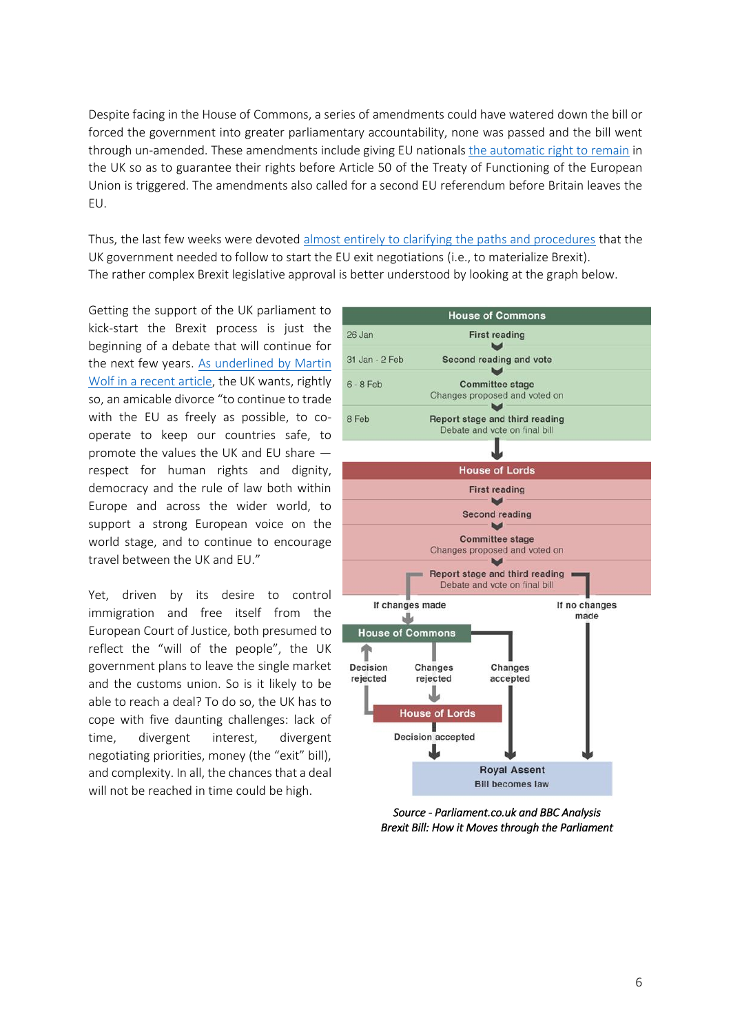Despite facing in the House of Commons, a series of amendments could have watered down the bill or forced the government into greater parliamentary accountability, none was passed and the bill went through un-amended. These amendments include giving EU nationals the automatic right to remain in the UK so as to guarantee their rights before Article 50 of the Treaty of Functioning of the European Union is triggered. The amendments also called for a second EU referendum before Britain leaves the EU.

Thus, the last few weeks were devoted almost entirely to clarifying the paths and procedures that the UK government needed to follow to start the EU exit negotiations (i.e., to materialize Brexit). The rather complex Brexit legislative approval is better understood by looking at the graph below.

Getting the support of the UK parliament to kick-start the Brexit process is just the beginning of a debate that will continue for the next few years. As underlined by Martin Wolf in a recent article, the UK wants, rightly so, an amicable divorce "to continue to trade with the EU as freely as possible, to co-operate to keep our countries safe, to promote the values the UK and EU share — respect for human rights and dignity, democracy and the rule of law both within Europe and across the wider world, to support a strong European voice on the world stage, and to continue to encourage travel between the UK and EU."

Yet, driven by its desire to control immigration and free itself from the European Court of Justice, both presumed to reflect the "will of the people", the UK government plans to leave the single market and the customs union. So is it likely to be able to reach a deal? To do so, the UK has to cope with five daunting challenges: lack of time, divergent interest, divergent negotiating priorities, money (the "exit" bill), and complexity. In all, the chances that a deal will not be reached in time could be high.

**House of Commons**

| Date | Stage |
|---|---|
| 26 Jan | First reading |
| 31 Jan - 2 Feb | Second reading and vote |
| 6 - 8 Feb | Committee stage – Changes proposed and voted on |
| 8 Feb | Report stage and third reading – Debate and vote on final bill |

**House of Lords**

- First reading
- Second reading
- Committee stage – Changes proposed and voted on
- Report stage and third reading – Debate and vote on final bill

If changes made → House of Commons
- Changes accepted → Royal Assent
- Changes rejected → House of Lords
  - Decision accepted → Royal Assent
  - Decision rejected → House of Commons

If no changes made → Royal Assent

**Royal Assent** – Bill becomes law

*Source - Parliament.co.uk and BBC Analysis*
*Brexit Bill: How it Moves through the Parliament*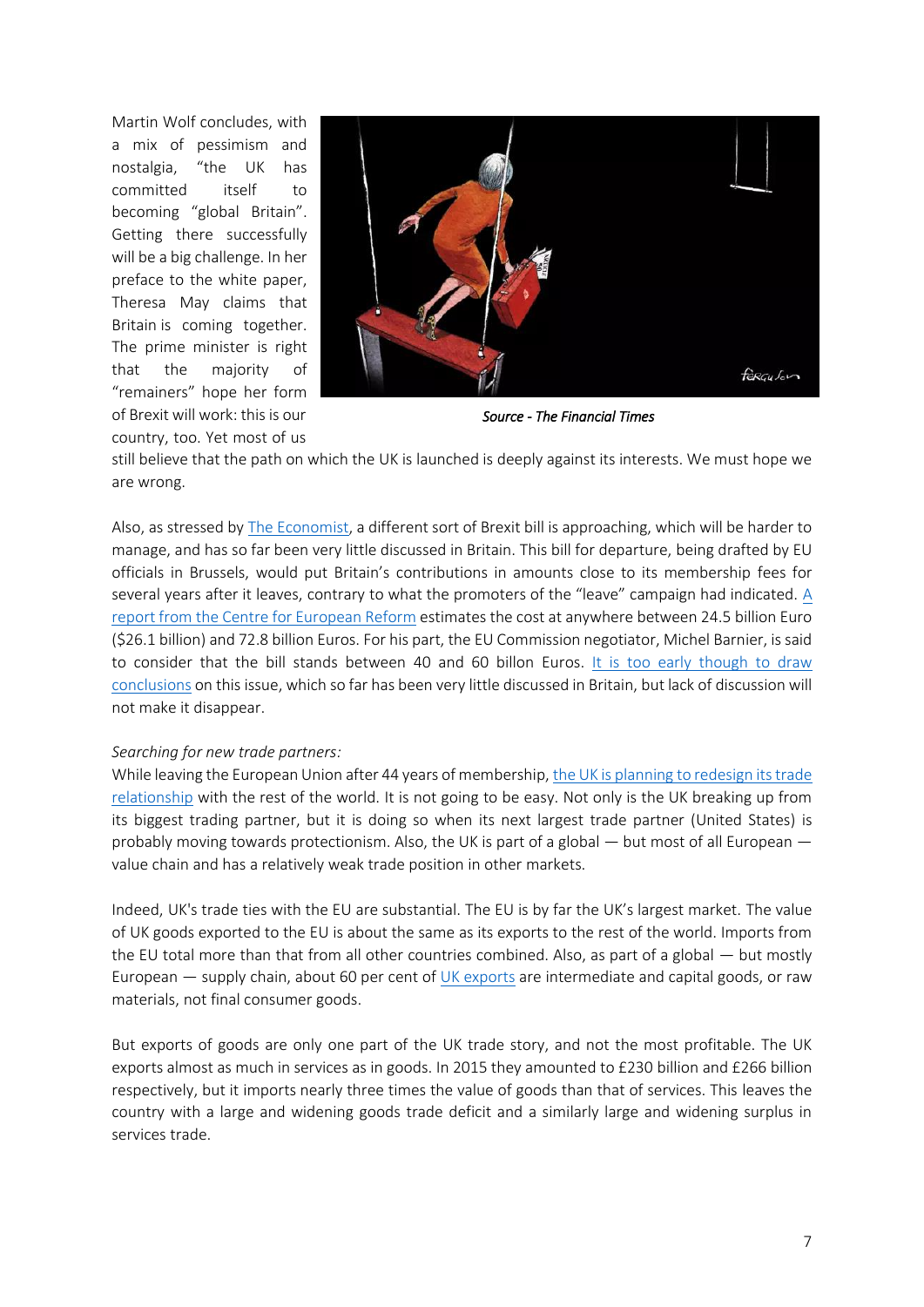Martin Wolf concludes, with a mix of pessimism and nostalgia, "the UK has committed itself to becoming "global Britain". Getting there successfully will be a big challenge. In her preface to the white paper, Theresa May claims that Britain is coming together. The prime minister is right that the majority of "remainers" hope her form of Brexit will work: this is our country, too. Yet most of us still believe that the path on which the UK is launched is deeply against its interests. We must hope we are wrong.

*Source - The Financial Times*

Also, as stressed by The Economist, a different sort of Brexit bill is approaching, which will be harder to manage, and has so far been very little discussed in Britain. This bill for departure, being drafted by EU officials in Brussels, would put Britain's contributions in amounts close to its membership fees for several years after it leaves, contrary to what the promoters of the "leave" campaign had indicated. A report from the Centre for European Reform estimates the cost at anywhere between 24.5 billion Euro ($26.1 billion) and 72.8 billion Euros. For his part, the EU Commission negotiator, Michel Barnier, is said to consider that the bill stands between 40 and 60 billon Euros. It is too early though to draw conclusions on this issue, which so far has been very little discussed in Britain, but lack of discussion will not make it disappear.

*Searching for new trade partners:*

While leaving the European Union after 44 years of membership, the UK is planning to redesign its trade relationship with the rest of the world. It is not going to be easy. Not only is the UK breaking up from its biggest trading partner, but it is doing so when its next largest trade partner (United States) is probably moving towards protectionism. Also, the UK is part of a global — but most of all European — value chain and has a relatively weak trade position in other markets.

Indeed, UK's trade ties with the EU are substantial. The EU is by far the UK's largest market. The value of UK goods exported to the EU is about the same as its exports to the rest of the world. Imports from the EU total more than that from all other countries combined. Also, as part of a global — but mostly European — supply chain, about 60 per cent of UK exports are intermediate and capital goods, or raw materials, not final consumer goods.

But exports of goods are only one part of the UK trade story, and not the most profitable. The UK exports almost as much in services as in goods. In 2015 they amounted to £230 billion and £266 billion respectively, but it imports nearly three times the value of goods than that of services. This leaves the country with a large and widening goods trade deficit and a similarly large and widening surplus in services trade.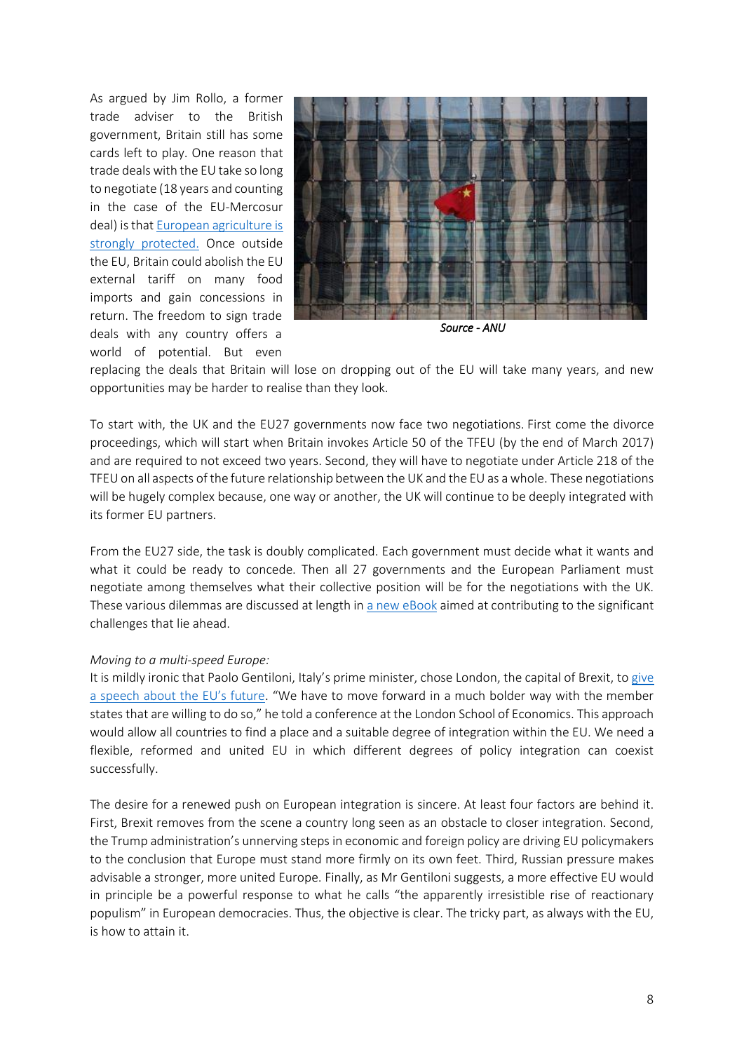As argued by Jim Rollo, a former trade adviser to the British government, Britain still has some cards left to play. One reason that trade deals with the EU take so long to negotiate (18 years and counting in the case of the EU-Mercosur deal) is that European agriculture is strongly protected. Once outside the EU, Britain could abolish the EU external tariff on many food imports and gain concessions in return. The freedom to sign trade deals with any country offers a world of potential. But even replacing the deals that Britain will lose on dropping out of the EU will take many years, and new opportunities may be harder to realise than they look.

*Source - ANU*

To start with, the UK and the EU27 governments now face two negotiations. First come the divorce proceedings, which will start when Britain invokes Article 50 of the TFEU (by the end of March 2017) and are required to not exceed two years. Second, they will have to negotiate under Article 218 of the TFEU on all aspects of the future relationship between the UK and the EU as a whole. These negotiations will be hugely complex because, one way or another, the UK will continue to be deeply integrated with its former EU partners.

From the EU27 side, the task is doubly complicated. Each government must decide what it wants and what it could be ready to concede. Then all 27 governments and the European Parliament must negotiate among themselves what their collective position will be for the negotiations with the UK. These various dilemmas are discussed at length in a new eBook aimed at contributing to the significant challenges that lie ahead.

*Moving to a multi-speed Europe:*

It is mildly ironic that Paolo Gentiloni, Italy's prime minister, chose London, the capital of Brexit, to give a speech about the EU's future. "We have to move forward in a much bolder way with the member states that are willing to do so," he told a conference at the London School of Economics. This approach would allow all countries to find a place and a suitable degree of integration within the EU. We need a flexible, reformed and united EU in which different degrees of policy integration can coexist successfully.

The desire for a renewed push on European integration is sincere. At least four factors are behind it. First, Brexit removes from the scene a country long seen as an obstacle to closer integration. Second, the Trump administration's unnerving steps in economic and foreign policy are driving EU policymakers to the conclusion that Europe must stand more firmly on its own feet. Third, Russian pressure makes advisable a stronger, more united Europe. Finally, as Mr Gentiloni suggests, a more effective EU would in principle be a powerful response to what he calls "the apparently irresistible rise of reactionary populism" in European democracies. Thus, the objective is clear. The tricky part, as always with the EU, is how to attain it.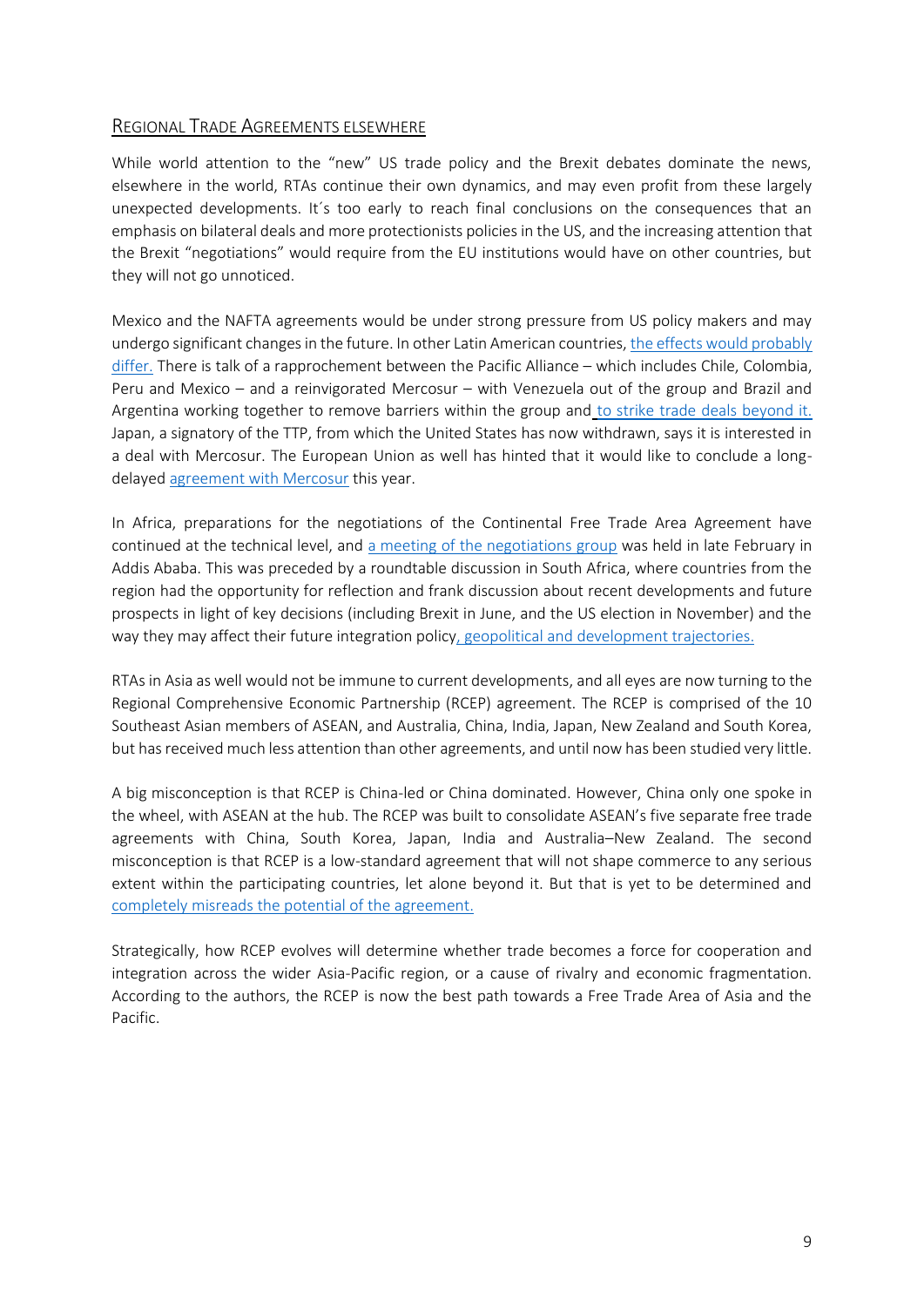## Regional Trade Agreements elsewhere

While world attention to the "new" US trade policy and the Brexit debates dominate the news, elsewhere in the world, RTAs continue their own dynamics, and may even profit from these largely unexpected developments. It´s too early to reach final conclusions on the consequences that an emphasis on bilateral deals and more protectionists policies in the US, and the increasing attention that the Brexit "negotiations" would require from the EU institutions would have on other countries, but they will not go unnoticed.

Mexico and the NAFTA agreements would be under strong pressure from US policy makers and may undergo significant changes in the future. In other Latin American countries, the effects would probably differ. There is talk of a rapprochement between the Pacific Alliance – which includes Chile, Colombia, Peru and Mexico – and a reinvigorated Mercosur – with Venezuela out of the group and Brazil and Argentina working together to remove barriers within the group and to strike trade deals beyond it. Japan, a signatory of the TTP, from which the United States has now withdrawn, says it is interested in a deal with Mercosur. The European Union as well has hinted that it would like to conclude a long-delayed agreement with Mercosur this year.

In Africa, preparations for the negotiations of the Continental Free Trade Area Agreement have continued at the technical level, and a meeting of the negotiations group was held in late February in Addis Ababa. This was preceded by a roundtable discussion in South Africa, where countries from the region had the opportunity for reflection and frank discussion about recent developments and future prospects in light of key decisions (including Brexit in June, and the US election in November) and the way they may affect their future integration policy, geopolitical and development trajectories.

RTAs in Asia as well would not be immune to current developments, and all eyes are now turning to the Regional Comprehensive Economic Partnership (RCEP) agreement. The RCEP is comprised of the 10 Southeast Asian members of ASEAN, and Australia, China, India, Japan, New Zealand and South Korea, but has received much less attention than other agreements, and until now has been studied very little.

A big misconception is that RCEP is China-led or China dominated. However, China only one spoke in the wheel, with ASEAN at the hub. The RCEP was built to consolidate ASEAN's five separate free trade agreements with China, South Korea, Japan, India and Australia–New Zealand. The second misconception is that RCEP is a low-standard agreement that will not shape commerce to any serious extent within the participating countries, let alone beyond it. But that is yet to be determined and completely misreads the potential of the agreement.

Strategically, how RCEP evolves will determine whether trade becomes a force for cooperation and integration across the wider Asia-Pacific region, or a cause of rivalry and economic fragmentation. According to the authors, the RCEP is now the best path towards a Free Trade Area of Asia and the Pacific.